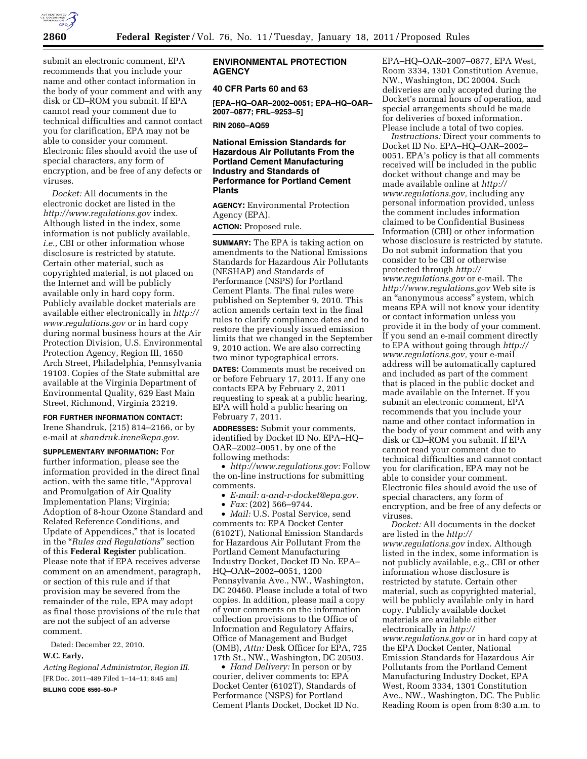submit an electronic comment, EPA recommends that you include your name and other contact information in the body of your comment and with any disk or CD–ROM you submit. If EPA cannot read your comment due to technical difficulties and cannot contact you for clarification, EPA may not be able to consider your comment. Electronic files should avoid the use of special characters, any form of encryption, and be free of any defects or viruses.

*Docket:* All documents in the electronic docket are listed in the *http://www.regulations.gov* index. Although listed in the index, some information is not publicly available, *i.e.,* CBI or other information whose disclosure is restricted by statute. Certain other material, such as copyrighted material, is not placed on the Internet and will be publicly available only in hard copy form. Publicly available docket materials are available either electronically in *http://www.regulations.gov* or in hard copy during normal business hours at the Air Protection Division, U.S. Environmental Protection Agency, Region III, 1650 Arch Street, Philadelphia, Pennsylvania 19103. Copies of the State submittal are available at the Virginia Department of Environmental Quality, 629 East Main Street, Richmond, Virginia 23219.

**FOR FURTHER INFORMATION CONTACT:** Irene Shandruk, (215) 814–2166, or by e-mail at *shandruk.irene@epa.gov*.

**SUPPLEMENTARY INFORMATION:** For further information, please see the information provided in the direct final action, with the same title, "Approval and Promulgation of Air Quality Implementation Plans; Virginia; Adoption of 8-hour Ozone Standard and Related Reference Conditions, and Update of Appendices," that is located in the "*Rules and Regulations*" section of this **Federal Register** publication. Please note that if EPA receives adverse comment on an amendment, paragraph, or section of this rule and if that provision may be severed from the remainder of the rule, EPA may adopt as final those provisions of the rule that are not the subject of an adverse comment.

Dated: December 22, 2010.

**W.C. Early,**

*Acting Regional Administrator, Region III.*

[FR Doc. 2011–489 Filed 1–14–11; 8:45 am]

**BILLING CODE 6560–50–P**

## ENVIRONMENTAL PROTECTION AGENCY

### 40 CFR Parts 60 and 63

**[EPA–HQ–OAR–2002–0051; EPA–HQ–OAR–2007–0877; FRL–9253–5]**

**RIN 2060–AQ59**

### National Emission Standards for Hazardous Air Pollutants From the Portland Cement Manufacturing Industry and Standards of Performance for Portland Cement Plants

**AGENCY:** Environmental Protection Agency (EPA).

**ACTION:** Proposed rule.

**SUMMARY:** The EPA is taking action on amendments to the National Emissions Standards for Hazardous Air Pollutants (NESHAP) and Standards of Performance (NSPS) for Portland Cement Plants. The final rules were published on September 9, 2010. This action amends certain text in the final rules to clarify compliance dates and to restore the previously issued emission limits that we changed in the September 9, 2010 action. We are also correcting two minor typographical errors.

**DATES:** Comments must be received on or before February 17, 2011. If any one contacts EPA by February 2, 2011 requesting to speak at a public hearing, EPA will hold a public hearing on February 7, 2011.

**ADDRESSES:** Submit your comments, identified by Docket ID No. EPA–HQ–OAR–2002–0051, by one of the following methods:

- *http://www.regulations.gov:* Follow the on-line instructions for submitting comments.
- *E-mail: a-and-r-docket@epa.gov.*
- *Fax:* (202) 566–9744.
- *Mail:* U.S. Postal Service, send comments to: EPA Docket Center (6102T), National Emission Standards for Hazardous Air Pollutant From the Portland Cement Manufacturing Industry Docket, Docket ID No. EPA–HQ–OAR–2002–0051, 1200 Pennsylvania Ave., NW., Washington, DC 20460. Please include a total of two copies. In addition, please mail a copy of your comments on the information collection provisions to the Office of Information and Regulatory Affairs, Office of Management and Budget (OMB), *Attn:* Desk Officer for EPA, 725 17th St., NW., Washington, DC 20503.
- *Hand Delivery:* In person or by courier, deliver comments to: EPA Docket Center (6102T), Standards of Performance (NSPS) for Portland Cement Plants Docket, Docket ID No. EPA–HQ–OAR–2007–0877, EPA West, Room 3334, 1301 Constitution Avenue, NW., Washington, DC 20004. Such deliveries are only accepted during the Docket's normal hours of operation, and special arrangements should be made for deliveries of boxed information. Please include a total of two copies.

*Instructions:* Direct your comments to Docket ID No. EPA–HQ–OAR–2002–0051. EPA's policy is that all comments received will be included in the public docket without change and may be made available online at *http://www.regulations.gov,* including any personal information provided, unless the comment includes information claimed to be Confidential Business Information (CBI) or other information whose disclosure is restricted by statute. Do not submit information that you consider to be CBI or otherwise protected through *http://www.regulations.gov* or e-mail. The *http://www.regulations.gov* Web site is an "anonymous access" system, which means EPA will not know your identity or contact information unless you provide it in the body of your comment. If you send an e-mail comment directly to EPA without going through *http://www.regulations.gov,* your e-mail address will be automatically captured and included as part of the comment that is placed in the public docket and made available on the Internet. If you submit an electronic comment, EPA recommends that you include your name and other contact information in the body of your comment and with any disk or CD–ROM you submit. If EPA cannot read your comment due to technical difficulties and cannot contact you for clarification, EPA may not be able to consider your comment. Electronic files should avoid the use of special characters, any form of encryption, and be free of any defects or viruses.

*Docket:* All documents in the docket are listed in the *http://www.regulations.gov* index. Although listed in the index, some information is not publicly available, e.g., CBI or other information whose disclosure is restricted by statute. Certain other material, such as copyrighted material, will be publicly available only in hard copy. Publicly available docket materials are available either electronically in *http://www.regulations.gov* or in hard copy at the EPA Docket Center, National Emission Standards for Hazardous Air Pollutants from the Portland Cement Manufacturing Industry Docket, EPA West, Room 3334, 1301 Constitution Ave., NW., Washington, DC. The Public Reading Room is open from 8:30 a.m. to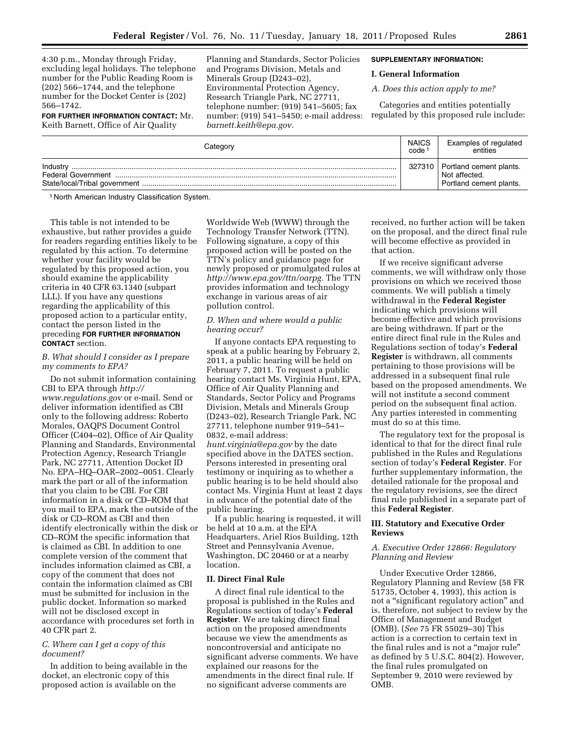4:30 p.m., Monday through Friday, excluding legal holidays. The telephone number for the Public Reading Room is (202) 566–1744, and the telephone number for the Docket Center is (202) 566–1742.

**FOR FURTHER INFORMATION CONTACT:** Mr. Keith Barnett, Office of Air Quality Planning and Standards, Sector Policies and Programs Division, Metals and Minerals Group (D243–02), Environmental Protection Agency, Research Triangle Park, NC 27711, telephone number: (919) 541–5605; fax number: (919) 541–5450; e-mail address: *barnett.keith@epa.gov.*

**SUPPLEMENTARY INFORMATION:**

## I. General Information

### *A. Does this action apply to me?*

Categories and entities potentially regulated by this proposed rule include:

| Category | NAICS code [1] | Examples of regulated entities |
|---|---|---|
| Industry | 327310 | Portland cement plants. |
| Federal Government | | Not affected. |
| State/local/Tribal government | | Portland cement plants. |

[1] North American Industry Classification System.

This table is not intended to be exhaustive, but rather provides a guide for readers regarding entities likely to be regulated by this action. To determine whether your facility would be regulated by this proposed action, you should examine the applicability criteria in 40 CFR 63.1340 (subpart LLL). If you have any questions regarding the applicability of this proposed action to a particular entity, contact the person listed in the preceding **FOR FURTHER INFORMATION CONTACT** section.

### *B. What should I consider as I prepare my comments to EPA?*

Do not submit information containing CBI to EPA through *http://www.regulations.gov* or e-mail. Send or deliver information identified as CBI only to the following address: Roberto Morales, OAQPS Document Control Officer (C404–02), Office of Air Quality Planning and Standards, Environmental Protection Agency, Research Triangle Park, NC 27711, Attention Docket ID No. EPA–HQ–OAR–2002–0051. Clearly mark the part or all of the information that you claim to be CBI. For CBI information in a disk or CD–ROM that you mail to EPA, mark the outside of the disk or CD–ROM as CBI and then identify electronically within the disk or CD–ROM the specific information that is claimed as CBI. In addition to one complete version of the comment that includes information claimed as CBI, a copy of the comment that does not contain the information claimed as CBI must be submitted for inclusion in the public docket. Information so marked will not be disclosed except in accordance with procedures set forth in 40 CFR part 2.

### *C. Where can I get a copy of this document?*

In addition to being available in the docket, an electronic copy of this proposed action is available on the Worldwide Web (WWW) through the Technology Transfer Network (TTN). Following signature, a copy of this proposed action will be posted on the TTN's policy and guidance page for newly proposed or promulgated rules at *http://www.epa.gov/ttn/oarpg.* The TTN provides information and technology exchange in various areas of air pollution control.

### *D. When and where would a public hearing occur?*

If anyone contacts EPA requesting to speak at a public hearing by February 2, 2011, a public hearing will be held on February 7, 2011. To request a public hearing contact Ms. Virginia Hunt, EPA, Office of Air Quality Planning and Standards, Sector Policy and Programs Division, Metals and Minerals Group (D243–02), Research Triangle Park, NC 27711, telephone number 919–541–0832, e-mail address: *hunt.virginia@epa.gov* by the date specified above in the DATES section. Persons interested in presenting oral testimony or inquiring as to whether a public hearing is to be held should also contact Ms. Virginia Hunt at least 2 days in advance of the potential date of the public hearing.

If a public hearing is requested, it will be held at 10 a.m. at the EPA Headquarters, Ariel Rios Building, 12th Street and Pennsylvania Avenue, Washington, DC 20460 or at a nearby location.

## II. Direct Final Rule

A direct final rule identical to the proposal is published in the Rules and Regulations section of today's **Federal Register**. We are taking direct final action on the proposed amendments because we view the amendments as noncontroversial and anticipate no significant adverse comments. We have explained our reasons for the amendments in the direct final rule. If no significant adverse comments are received, no further action will be taken on the proposal, and the direct final rule will become effective as provided in that action.

If we receive significant adverse comments, we will withdraw only those provisions on which we received those comments. We will publish a timely withdrawal in the **Federal Register** indicating which provisions will become effective and which provisions are being withdrawn. If part or the entire direct final rule in the Rules and Regulations section of today's **Federal Register** is withdrawn, all comments pertaining to those provisions will be addressed in a subsequent final rule based on the proposed amendments. We will not institute a second comment period on the subsequent final action. Any parties interested in commenting must do so at this time.

The regulatory text for the proposal is identical to that for the direct final rule published in the Rules and Regulations section of today's **Federal Register**. For further supplementary information, the detailed rationale for the proposal and the regulatory revisions, see the direct final rule published in a separate part of this **Federal Register**.

## III. Statutory and Executive Order Reviews

### *A. Executive Order 12866: Regulatory Planning and Review*

Under Executive Order 12866, Regulatory Planning and Review (58 FR 51735, October 4, 1993), this action is not a "significant regulatory action" and is, therefore, not subject to review by the Office of Management and Budget (OMB). (*See* 75 FR 55029–30) This action is a correction to certain text in the final rules and is not a "major rule" as defined by 5 U.S.C. 804(2). However, the final rules promulgated on September 9, 2010 were reviewed by OMB.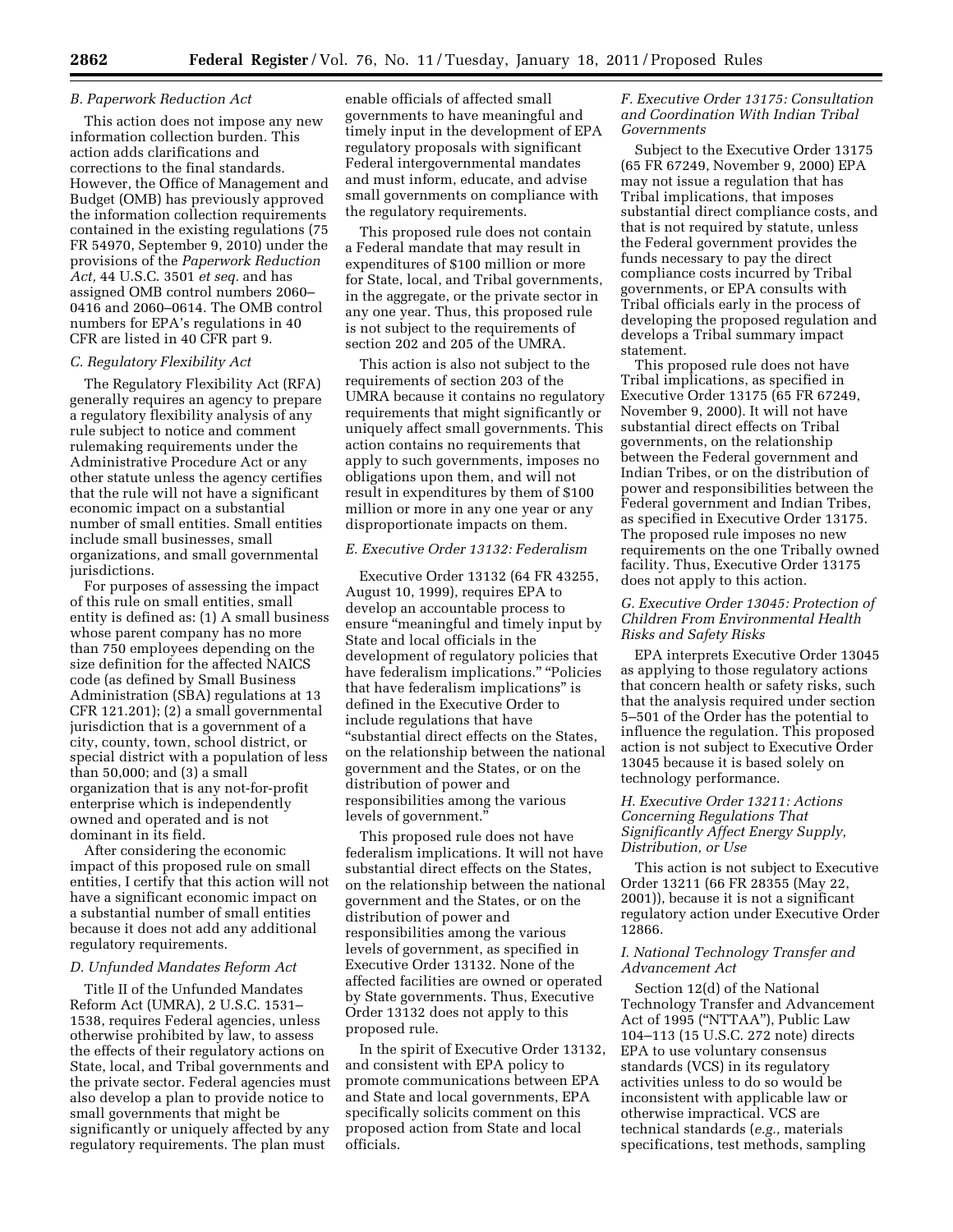### B. Paperwork Reduction Act

This action does not impose any new information collection burden. This action adds clarifications and corrections to the final standards. However, the Office of Management and Budget (OMB) has previously approved the information collection requirements contained in the existing regulations (75 FR 54970, September 9, 2010) under the provisions of the *Paperwork Reduction Act,* 44 U.S.C. 3501 *et seq.* and has assigned OMB control numbers 2060–0416 and 2060–0614. The OMB control numbers for EPA's regulations in 40 CFR are listed in 40 CFR part 9.

### C. Regulatory Flexibility Act

The Regulatory Flexibility Act (RFA) generally requires an agency to prepare a regulatory flexibility analysis of any rule subject to notice and comment rulemaking requirements under the Administrative Procedure Act or any other statute unless the agency certifies that the rule will not have a significant economic impact on a substantial number of small entities. Small entities include small businesses, small organizations, and small governmental jurisdictions.

For purposes of assessing the impact of this rule on small entities, small entity is defined as: (1) A small business whose parent company has no more than 750 employees depending on the size definition for the affected NAICS code (as defined by Small Business Administration (SBA) regulations at 13 CFR 121.201); (2) a small governmental jurisdiction that is a government of a city, county, town, school district, or special district with a population of less than 50,000; and (3) a small organization that is any not-for-profit enterprise which is independently owned and operated and is not dominant in its field.

After considering the economic impact of this proposed rule on small entities, I certify that this action will not have a significant economic impact on a substantial number of small entities because it does not add any additional regulatory requirements.

### D. Unfunded Mandates Reform Act

Title II of the Unfunded Mandates Reform Act (UMRA), 2 U.S.C. 1531–1538, requires Federal agencies, unless otherwise prohibited by law, to assess the effects of their regulatory actions on State, local, and Tribal governments and the private sector. Federal agencies must also develop a plan to provide notice to small governments that might be significantly or uniquely affected by any regulatory requirements. The plan must enable officials of affected small governments to have meaningful and timely input in the development of EPA regulatory proposals with significant Federal intergovernmental mandates and must inform, educate, and advise small governments on compliance with the regulatory requirements.

This proposed rule does not contain a Federal mandate that may result in expenditures of $100 million or more for State, local, and Tribal governments, in the aggregate, or the private sector in any one year. Thus, this proposed rule is not subject to the requirements of section 202 and 205 of the UMRA.

This action is also not subject to the requirements of section 203 of the UMRA because it contains no regulatory requirements that might significantly or uniquely affect small governments. This action contains no requirements that apply to such governments, imposes no obligations upon them, and will not result in expenditures by them of $100 million or more in any one year or any disproportionate impacts on them.

### E. Executive Order 13132: Federalism

Executive Order 13132 (64 FR 43255, August 10, 1999), requires EPA to develop an accountable process to ensure "meaningful and timely input by State and local officials in the development of regulatory policies that have federalism implications." "Policies that have federalism implications" is defined in the Executive Order to include regulations that have "substantial direct effects on the States, on the relationship between the national government and the States, or on the distribution of power and responsibilities among the various levels of government."

This proposed rule does not have federalism implications. It will not have substantial direct effects on the States, on the relationship between the national government and the States, or on the distribution of power and responsibilities among the various levels of government, as specified in Executive Order 13132. None of the affected facilities are owned or operated by State governments. Thus, Executive Order 13132 does not apply to this proposed rule.

In the spirit of Executive Order 13132, and consistent with EPA policy to promote communications between EPA and State and local governments, EPA specifically solicits comment on this proposed action from State and local officials.

### F. Executive Order 13175: Consultation and Coordination With Indian Tribal Governments

Subject to the Executive Order 13175 (65 FR 67249, November 9, 2000) EPA may not issue a regulation that has Tribal implications, that imposes substantial direct compliance costs, and that is not required by statute, unless the Federal government provides the funds necessary to pay the direct compliance costs incurred by Tribal governments, or EPA consults with Tribal officials early in the process of developing the proposed regulation and develops a Tribal summary impact statement.

This proposed rule does not have Tribal implications, as specified in Executive Order 13175 (65 FR 67249, November 9, 2000). It will not have substantial direct effects on Tribal governments, on the relationship between the Federal government and Indian Tribes, or on the distribution of power and responsibilities between the Federal government and Indian Tribes, as specified in Executive Order 13175. The proposed rule imposes no new requirements on the one Tribally owned facility. Thus, Executive Order 13175 does not apply to this action.

### G. Executive Order 13045: Protection of Children From Environmental Health Risks and Safety Risks

EPA interprets Executive Order 13045 as applying to those regulatory actions that concern health or safety risks, such that the analysis required under section 5–501 of the Order has the potential to influence the regulation. This proposed action is not subject to Executive Order 13045 because it is based solely on technology performance.

### H. Executive Order 13211: Actions Concerning Regulations That Significantly Affect Energy Supply, Distribution, or Use

This action is not subject to Executive Order 13211 (66 FR 28355 (May 22, 2001)), because it is not a significant regulatory action under Executive Order 12866.

### I. National Technology Transfer and Advancement Act

Section 12(d) of the National Technology Transfer and Advancement Act of 1995 ("NTTAA"), Public Law 104–113 (15 U.S.C. 272 note) directs EPA to use voluntary consensus standards (VCS) in its regulatory activities unless to do so would be inconsistent with applicable law or otherwise impractical. VCS are technical standards (*e.g.,* materials specifications, test methods, sampling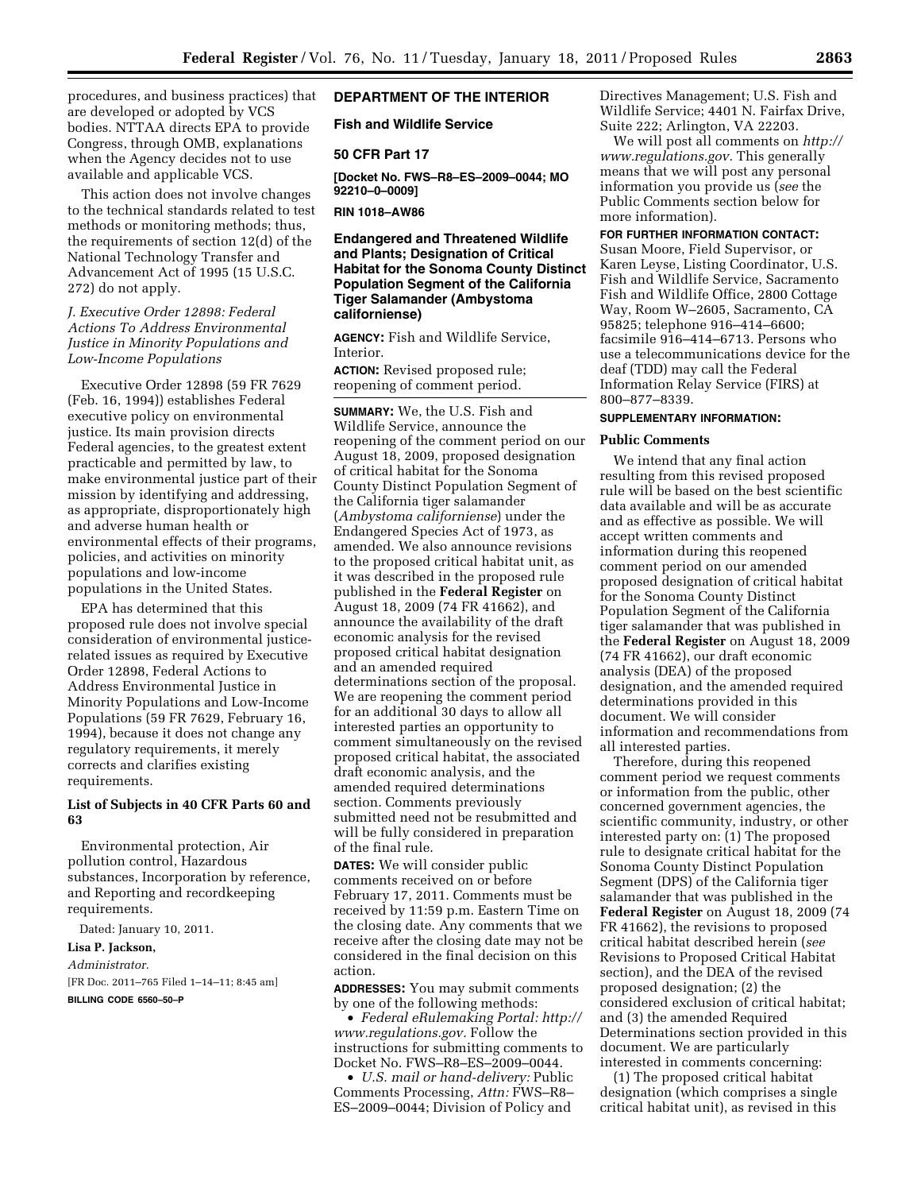procedures, and business practices) that are developed or adopted by VCS bodies. NTTAA directs EPA to provide Congress, through OMB, explanations when the Agency decides not to use available and applicable VCS.

This action does not involve changes to the technical standards related to test methods or monitoring methods; thus, the requirements of section 12(d) of the National Technology Transfer and Advancement Act of 1995 (15 U.S.C. 272) do not apply.

### *J. Executive Order 12898: Federal Actions To Address Environmental Justice in Minority Populations and Low-Income Populations*

Executive Order 12898 (59 FR 7629 (Feb. 16, 1994)) establishes Federal executive policy on environmental justice. Its main provision directs Federal agencies, to the greatest extent practicable and permitted by law, to make environmental justice part of their mission by identifying and addressing, as appropriate, disproportionately high and adverse human health or environmental effects of their programs, policies, and activities on minority populations and low-income populations in the United States.

EPA has determined that this proposed rule does not involve special consideration of environmental justice-related issues as required by Executive Order 12898, Federal Actions to Address Environmental Justice in Minority Populations and Low-Income Populations (59 FR 7629, February 16, 1994), because it does not change any regulatory requirements, it merely corrects and clarifies existing requirements.

### List of Subjects in 40 CFR Parts 60 and 63

Environmental protection, Air pollution control, Hazardous substances, Incorporation by reference, and Reporting and recordkeeping requirements.

Dated: January 10, 2011.

**Lisa P. Jackson,**

*Administrator.*

[FR Doc. 2011–765 Filed 1–14–11; 8:45 am]

**BILLING CODE 6560–50–P**

## DEPARTMENT OF THE INTERIOR

### Fish and Wildlife Service

### 50 CFR Part 17

**[Docket No. FWS–R8–ES–2009–0044; MO 92210–0–0009]**

**RIN 1018–AW86**

### Endangered and Threatened Wildlife and Plants; Designation of Critical Habitat for the Sonoma County Distinct Population Segment of the California Tiger Salamander (Ambystoma californiense)

**AGENCY:** Fish and Wildlife Service, Interior.

**ACTION:** Revised proposed rule; reopening of comment period.

**SUMMARY:** We, the U.S. Fish and Wildlife Service, announce the reopening of the comment period on our August 18, 2009, proposed designation of critical habitat for the Sonoma County Distinct Population Segment of the California tiger salamander (*Ambystoma californiense*) under the Endangered Species Act of 1973, as amended. We also announce revisions to the proposed critical habitat unit, as it was described in the proposed rule published in the **Federal Register** on August 18, 2009 (74 FR 41662), and announce the availability of the draft economic analysis for the revised proposed critical habitat designation and an amended required determinations section of the proposal. We are reopening the comment period for an additional 30 days to allow all interested parties an opportunity to comment simultaneously on the revised proposed critical habitat, the associated draft economic analysis, and the amended required determinations section. Comments previously submitted need not be resubmitted and will be fully considered in preparation of the final rule.

**DATES:** We will consider public comments received on or before February 17, 2011. Comments must be received by 11:59 p.m. Eastern Time on the closing date. Any comments that we receive after the closing date may not be considered in the final decision on this action.

**ADDRESSES:** You may submit comments by one of the following methods:

- *Federal eRulemaking Portal: http://www.regulations.gov.* Follow the instructions for submitting comments to Docket No. FWS–R8–ES–2009–0044.
- *U.S. mail or hand-delivery:* Public Comments Processing, *Attn:* FWS–R8–ES–2009–0044; Division of Policy and Directives Management; U.S. Fish and Wildlife Service; 4401 N. Fairfax Drive, Suite 222; Arlington, VA 22203.

We will post all comments on *http://www.regulations.gov.* This generally means that we will post any personal information you provide us (*see* the Public Comments section below for more information).

**FOR FURTHER INFORMATION CONTACT:** Susan Moore, Field Supervisor, or Karen Leyse, Listing Coordinator, U.S. Fish and Wildlife Service, Sacramento Fish and Wildlife Office, 2800 Cottage Way, Room W–2605, Sacramento, CA 95825; telephone 916–414–6600; facsimile 916–414–6713. Persons who use a telecommunications device for the deaf (TDD) may call the Federal Information Relay Service (FIRS) at 800–877–8339.

**SUPPLEMENTARY INFORMATION:**

### Public Comments

We intend that any final action resulting from this revised proposed rule will be based on the best scientific data available and will be as accurate and as effective as possible. We will accept written comments and information during this reopened comment period on our amended proposed designation of critical habitat for the Sonoma County Distinct Population Segment of the California tiger salamander that was published in the **Federal Register** on August 18, 2009 (74 FR 41662), our draft economic analysis (DEA) of the proposed designation, and the amended required determinations provided in this document. We will consider information and recommendations from all interested parties.

Therefore, during this reopened comment period we request comments or information from the public, other concerned government agencies, the scientific community, industry, or other interested party on: (1) The proposed rule to designate critical habitat for the Sonoma County Distinct Population Segment (DPS) of the California tiger salamander that was published in the **Federal Register** on August 18, 2009 (74 FR 41662), the revisions to proposed critical habitat described herein (*see* Revisions to Proposed Critical Habitat section), and the DEA of the revised proposed designation; (2) the considered exclusion of critical habitat; and (3) the amended Required Determinations section provided in this document. We are particularly interested in comments concerning:

(1) The proposed critical habitat designation (which comprises a single critical habitat unit), as revised in this